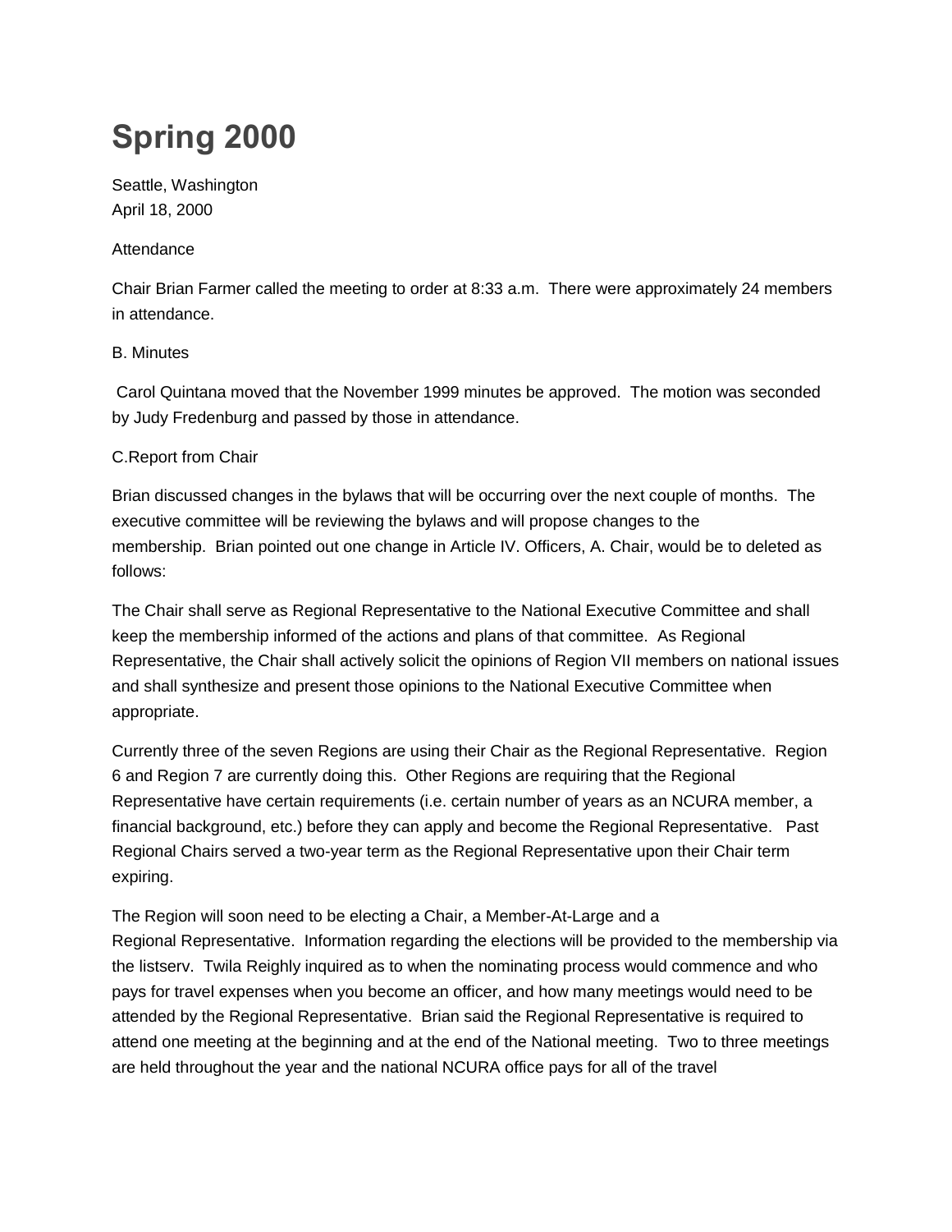# Spring 2000

Seattle, Washington
April 18, 2000

Attendance

Chair Brian Farmer called the meeting to order at 8:33 a.m. There were approximately 24 members in attendance.

B. Minutes

Carol Quintana moved that the November 1999 minutes be approved. The motion was seconded by Judy Fredenburg and passed by those in attendance.

C.Report from Chair

Brian discussed changes in the bylaws that will be occurring over the next couple of months. The executive committee will be reviewing the bylaws and will propose changes to the membership. Brian pointed out one change in Article IV. Officers, A. Chair, would be to deleted as follows:

The Chair shall serve as Regional Representative to the National Executive Committee and shall keep the membership informed of the actions and plans of that committee. As Regional Representative, the Chair shall actively solicit the opinions of Region VII members on national issues and shall synthesize and present those opinions to the National Executive Committee when appropriate.

Currently three of the seven Regions are using their Chair as the Regional Representative. Region 6 and Region 7 are currently doing this. Other Regions are requiring that the Regional Representative have certain requirements (i.e. certain number of years as an NCURA member, a financial background, etc.) before they can apply and become the Regional Representative. Past Regional Chairs served a two-year term as the Regional Representative upon their Chair term expiring.

The Region will soon need to be electing a Chair, a Member-At-Large and a Regional Representative. Information regarding the elections will be provided to the membership via the listserv. Twila Reighly inquired as to when the nominating process would commence and who pays for travel expenses when you become an officer, and how many meetings would need to be attended by the Regional Representative. Brian said the Regional Representative is required to attend one meeting at the beginning and at the end of the National meeting. Two to three meetings are held throughout the year and the national NCURA office pays for all of the travel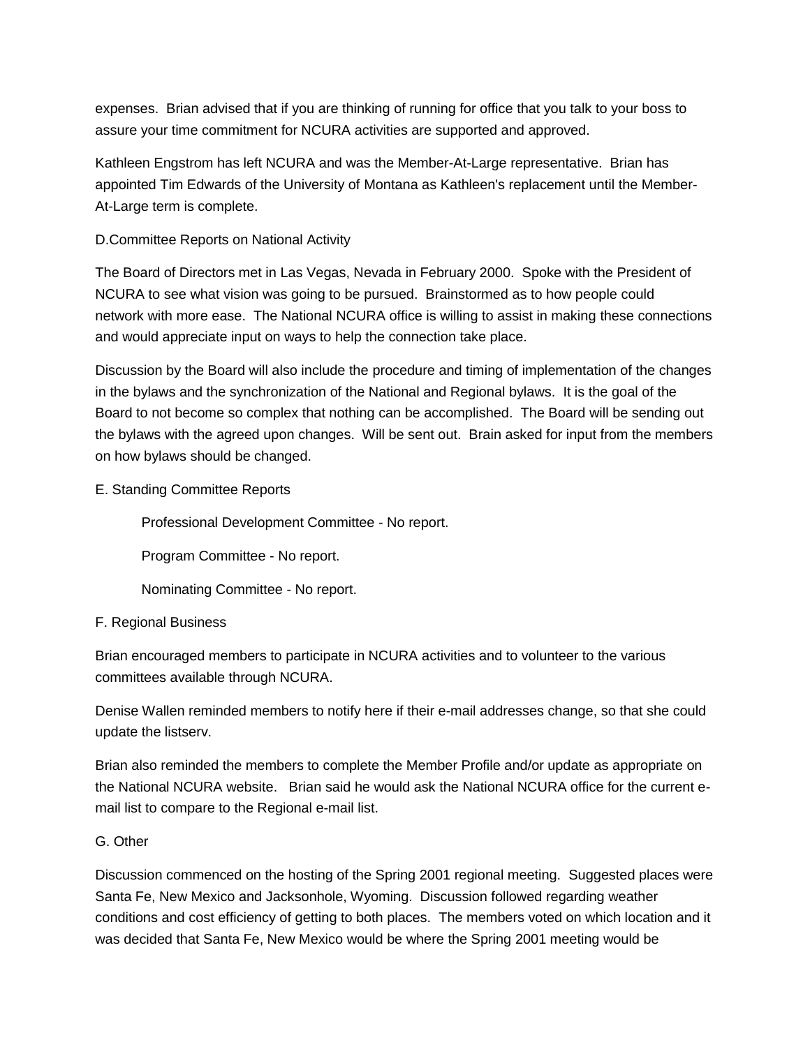expenses. Brian advised that if you are thinking of running for office that you talk to your boss to assure your time commitment for NCURA activities are supported and approved.

Kathleen Engstrom has left NCURA and was the Member-At-Large representative. Brian has appointed Tim Edwards of the University of Montana as Kathleen's replacement until the Member-At-Large term is complete.

D.Committee Reports on National Activity

The Board of Directors met in Las Vegas, Nevada in February 2000. Spoke with the President of NCURA to see what vision was going to be pursued. Brainstormed as to how people could network with more ease. The National NCURA office is willing to assist in making these connections and would appreciate input on ways to help the connection take place.

Discussion by the Board will also include the procedure and timing of implementation of the changes in the bylaws and the synchronization of the National and Regional bylaws. It is the goal of the Board to not become so complex that nothing can be accomplished. The Board will be sending out the bylaws with the agreed upon changes. Will be sent out. Brain asked for input from the members on how bylaws should be changed.

E. Standing Committee Reports

Professional Development Committee - No report.

Program Committee - No report.

Nominating Committee - No report.

F. Regional Business

Brian encouraged members to participate in NCURA activities and to volunteer to the various committees available through NCURA.

Denise Wallen reminded members to notify here if their e-mail addresses change, so that she could update the listserv.

Brian also reminded the members to complete the Member Profile and/or update as appropriate on the National NCURA website. Brian said he would ask the National NCURA office for the current e-mail list to compare to the Regional e-mail list.

G. Other

Discussion commenced on the hosting of the Spring 2001 regional meeting. Suggested places were Santa Fe, New Mexico and Jacksonhole, Wyoming. Discussion followed regarding weather conditions and cost efficiency of getting to both places. The members voted on which location and it was decided that Santa Fe, New Mexico would be where the Spring 2001 meeting would be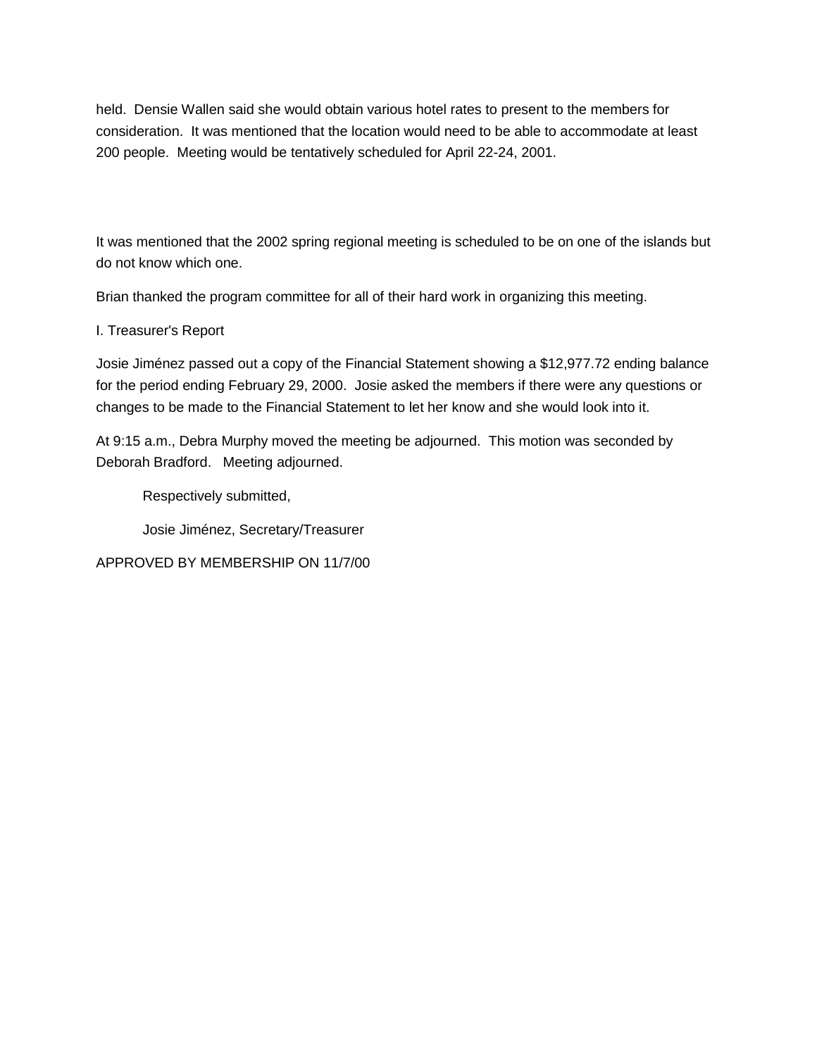held. Densie Wallen said she would obtain various hotel rates to present to the members for consideration. It was mentioned that the location would need to be able to accommodate at least 200 people. Meeting would be tentatively scheduled for April 22-24, 2001.

It was mentioned that the 2002 spring regional meeting is scheduled to be on one of the islands but do not know which one.

Brian thanked the program committee for all of their hard work in organizing this meeting.

I. Treasurer's Report

Josie Jiménez passed out a copy of the Financial Statement showing a $12,977.72 ending balance for the period ending February 29, 2000. Josie asked the members if there were any questions or changes to be made to the Financial Statement to let her know and she would look into it.

At 9:15 a.m., Debra Murphy moved the meeting be adjourned. This motion was seconded by Deborah Bradford. Meeting adjourned.

Respectively submitted,

Josie Jiménez, Secretary/Treasurer

APPROVED BY MEMBERSHIP ON 11/7/00